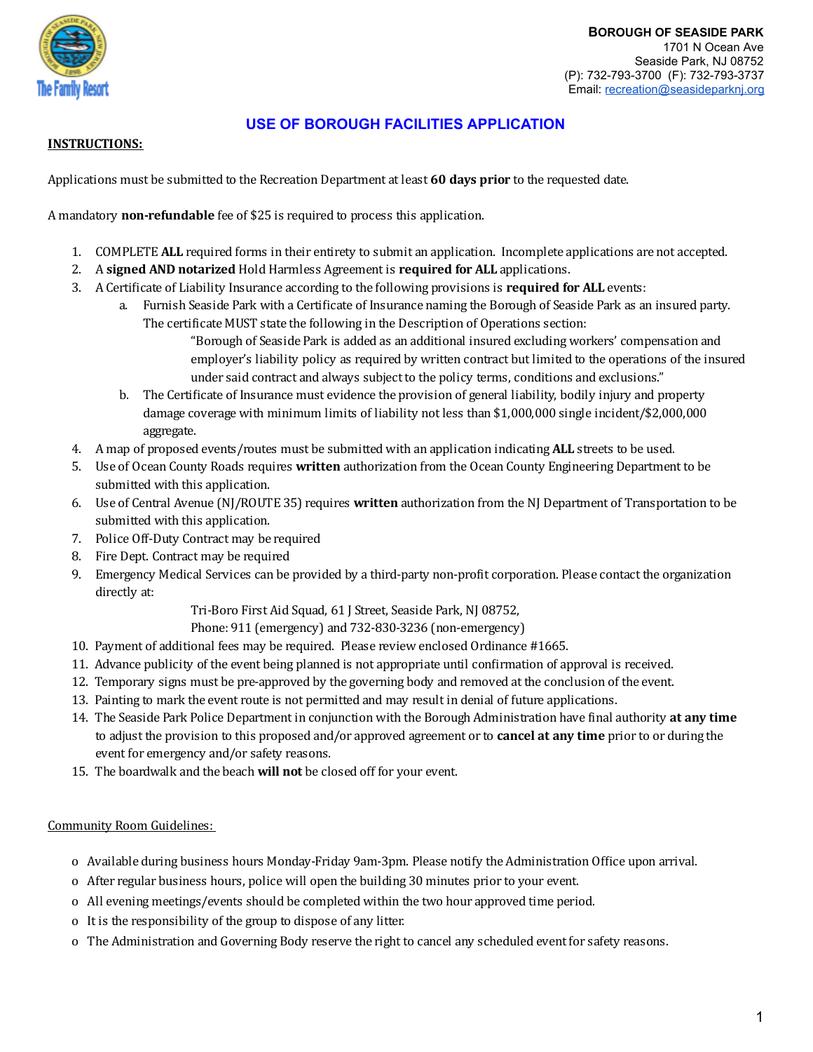**BOROUGH OF SEASIDE PARK**
1701 N Ocean Ave
Seaside Park, NJ 08752
(P): 732-793-3700 (F): 732-793-3737
Email: recreation@seasideparknj.org

# USE OF BOROUGH FACILITIES APPLICATION

**INSTRUCTIONS:**

Applications must be submitted to the Recreation Department at least **60 days prior** to the requested date.

A mandatory **non-refundable** fee of $25 is required to process this application.

1. COMPLETE **ALL** required forms in their entirety to submit an application. Incomplete applications are not accepted.
2. A **signed AND notarized** Hold Harmless Agreement is **required for ALL** applications.
3. A Certificate of Liability Insurance according to the following provisions is **required for ALL** events:
   a. Furnish Seaside Park with a Certificate of Insurance naming the Borough of Seaside Park as an insured party. The certificate MUST state the following in the Description of Operations section:
      "Borough of Seaside Park is added as an additional insured excluding workers' compensation and employer's liability policy as required by written contract but limited to the operations of the insured under said contract and always subject to the policy terms, conditions and exclusions."
   b. The Certificate of Insurance must evidence the provision of general liability, bodily injury and property damage coverage with minimum limits of liability not less than $1,000,000 single incident/$2,000,000 aggregate.
4. A map of proposed events/routes must be submitted with an application indicating **ALL** streets to be used.
5. Use of Ocean County Roads requires **written** authorization from the Ocean County Engineering Department to be submitted with this application.
6. Use of Central Avenue (NJ/ROUTE 35) requires **written** authorization from the NJ Department of Transportation to be submitted with this application.
7. Police Off-Duty Contract may be required
8. Fire Dept. Contract may be required
9. Emergency Medical Services can be provided by a third-party non-profit corporation. Please contact the organization directly at:
   Tri-Boro First Aid Squad, 61 J Street, Seaside Park, NJ 08752,
   Phone: 911 (emergency) and 732-830-3236 (non-emergency)
10. Payment of additional fees may be required. Please review enclosed Ordinance #1665.
11. Advance publicity of the event being planned is not appropriate until confirmation of approval is received.
12. Temporary signs must be pre-approved by the governing body and removed at the conclusion of the event.
13. Painting to mark the event route is not permitted and may result in denial of future applications.
14. The Seaside Park Police Department in conjunction with the Borough Administration have final authority **at any time** to adjust the provision to this proposed and/or approved agreement or to **cancel at any time** prior to or during the event for emergency and/or safety reasons.
15. The boardwalk and the beach **will not** be closed off for your event.

Community Room Guidelines:

- Available during business hours Monday-Friday 9am-3pm. Please notify the Administration Office upon arrival.
- After regular business hours, police will open the building 30 minutes prior to your event.
- All evening meetings/events should be completed within the two hour approved time period.
- It is the responsibility of the group to dispose of any litter.
- The Administration and Governing Body reserve the right to cancel any scheduled event for safety reasons.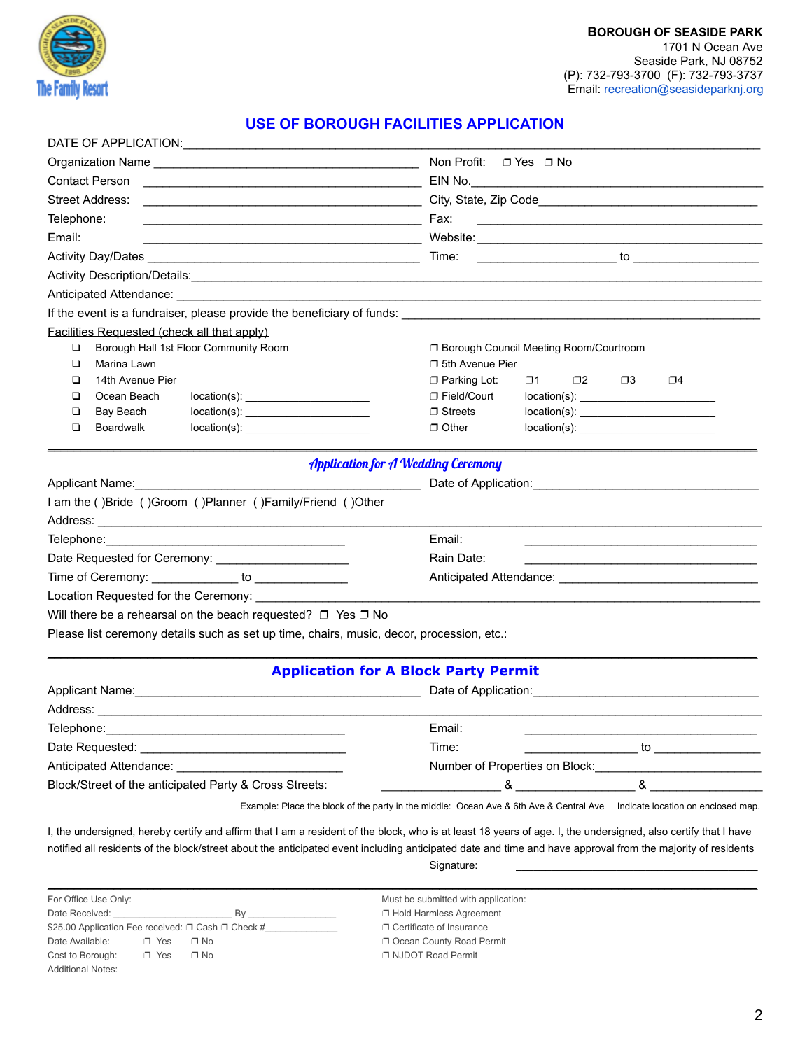**BOROUGH OF SEASIDE PARK**
1701 N Ocean Ave
Seaside Park, NJ 08752
(P): 732-793-3700 (F): 732-793-3737
Email: recreation@seasideparknj.org

# USE OF BOROUGH FACILITIES APPLICATION

DATE OF APPLICATION:___________________________________________________________________

Organization Name _______________________________ Non Profit: ❐ Yes ❐ No

Contact Person _______________________________ EIN No.__________________________________

Street Address: _______________________________ City, State, Zip Code_________________________

Telephone: _______________________________ Fax: ____________________________________

Email: _______________________________ Website:__________________________________

Activity Day/Dates _______________________________ Time: ________________ to _______________

Activity Description/Details:___________________________________________________________________

Anticipated Attendance: _____________________________________________________________________

If the event is a fundraiser, please provide the beneficiary of funds: ______________________________

Facilities Requested (check all that apply)

- ❑ Borough Hall 1st Floor Community Room
- ❑ Marina Lawn
- ❑ 14th Avenue Pier
- ❑ Ocean Beach location(s): ____________________
- ❑ Bay Beach location(s): ____________________
- ❑ Boardwalk location(s): ____________________
- ❐ Borough Council Meeting Room/Courtroom
- ❐ 5th Avenue Pier
- ❐ Parking Lot: ❐1 ❐2 ❐3 ❐4
- ❐ Field/Court location(s): ____________________
- ❐ Streets location(s): ____________________
- ❐ Other location(s): ____________________

---

## *Application for A Wedding Ceremony*

Applicant Name:_______________________________ Date of Application:_____________________________

I am the ( )Bride ( )Groom ( )Planner ( )Family/Friend ( )Other

Address: ____________________________________________________________________________

Telephone:_______________________________ Email: _______________________________

Date Requested for Ceremony: ________________ Rain Date: _______________________________

Time of Ceremony: ____________ to ____________ Anticipated Attendance: ________________________

Location Requested for the Ceremony: _____________________________________________________

Will there be a rehearsal on the beach requested? ❐ Yes ❐ No

Please list ceremony details such as set up time, chairs, music, decor, procession, etc.:

---

## Application for A Block Party Permit

Applicant Name:_______________________________ Date of Application:_____________________________

Address: ____________________________________________________________________________

Telephone:_______________________________ Email: _______________________________

Date Requested: _______________________________ Time: ________________ to _______________

Anticipated Attendance: ________________________ Number of Properties on Block:___________________

Block/Street of the anticipated Party & Cross Streets: ______________ & ______________ & ______________

Example: Place the block of the party in the middle: Ocean Ave & 6th Ave & Central Ave Indicate location on enclosed map.

I, the undersigned, hereby certify and affirm that I am a resident of the block, who is at least 18 years of age. I, the undersigned, also certify that I have notified all residents of the block/street about the anticipated event including anticipated date and time and have approval from the majority of residents

Signature: _______________________________

---

For Office Use Only:

Date Received: ____________________ By ______________

$25.00 Application Fee received: ❐ Cash ❐ Check #____________

Date Available: ❐ Yes ❐ No

Cost to Borough: ❐ Yes ❐ No

Additional Notes:

Must be submitted with application:

- ❐ Hold Harmless Agreement
- ❐ Certificate of Insurance
- ❐ Ocean County Road Permit
- ❐ NJDOT Road Permit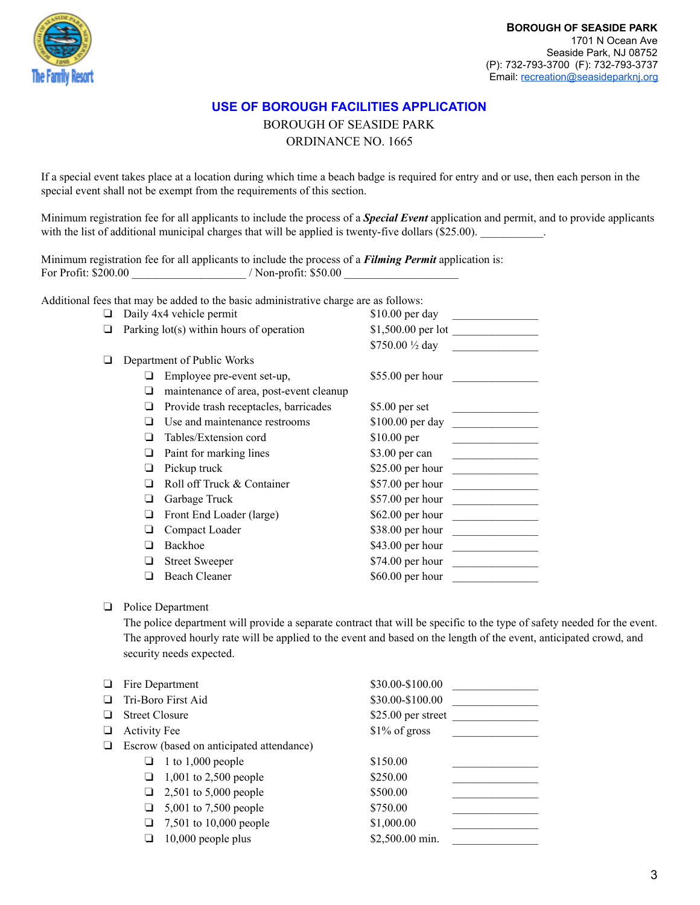**BOROUGH OF SEASIDE PARK**
1701 N Ocean Ave
Seaside Park, NJ 08752
(P): 732-793-3700 (F): 732-793-3737
Email: recreation@seasideparknj.org

# USE OF BOROUGH FACILITIES APPLICATION

BOROUGH OF SEASIDE PARK
ORDINANCE NO. 1665

If a special event takes place at a location during which time a beach badge is required for entry and or use, then each person in the special event shall not be exempt from the requirements of this section.

Minimum registration fee for all applicants to include the process of a ***Special Event*** application and permit, and to provide applicants with the list of additional municipal charges that will be applied is twenty-five dollars ($25.00). ___________.

Minimum registration fee for all applicants to include the process of a ***Filming Permit*** application is:
For Profit: $200.00 ___________________ / Non-profit: $50.00 ___________________

Additional fees that may be added to the basic administrative charge are as follows:

- ❑ Daily 4x4 vehicle permit — $10.00 per day _______________
- ❑ Parking lot(s) within hours of operation — $1,500.00 per lot _______________
  - $750.00 ½ day _______________
- ❑ Department of Public Works
  - ❑ Employee pre-event set-up, — $55.00 per hour _______________
  - ❑ maintenance of area, post-event cleanup
  - ❑ Provide trash receptacles, barricades — $5.00 per set _______________
  - ❑ Use and maintenance restrooms — $100.00 per day _______________
  - ❑ Tables/Extension cord — $10.00 per _______________
  - ❑ Paint for marking lines — $3.00 per can _______________
  - ❑ Pickup truck — $25.00 per hour _______________
  - ❑ Roll off Truck & Container — $57.00 per hour _______________
  - ❑ Garbage Truck — $57.00 per hour _______________
  - ❑ Front End Loader (large) — $62.00 per hour _______________
  - ❑ Compact Loader — $38.00 per hour _______________
  - ❑ Backhoe — $43.00 per hour _______________
  - ❑ Street Sweeper — $74.00 per hour _______________
  - ❑ Beach Cleaner — $60.00 per hour _______________
- ❑ Police Department
  The police department will provide a separate contract that will be specific to the type of safety needed for the event. The approved hourly rate will be applied to the event and based on the length of the event, anticipated crowd, and security needs expected.
- ❑ Fire Department — $30.00-$100.00 _______________
- ❑ Tri-Boro First Aid — $30.00-$100.00 _______________
- ❑ Street Closure — $25.00 per street _______________
- ❑ Activity Fee — $1% of gross _______________
- ❑ Escrow (based on anticipated attendance)
  - ❑ 1 to 1,000 people — $150.00 _______________
  - ❑ 1,001 to 2,500 people — $250.00 _______________
  - ❑ 2,501 to 5,000 people — $500.00 _______________
  - ❑ 5,001 to 7,500 people — $750.00 _______________
  - ❑ 7,501 to 10,000 people — $1,000.00 _______________
  - ❑ 10,000 people plus — $2,500.00 min. _______________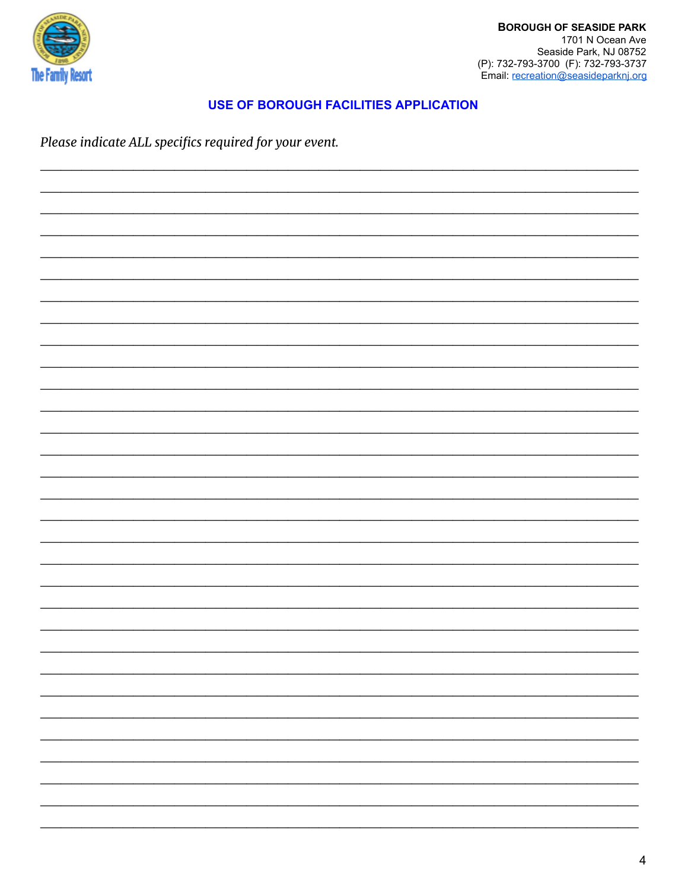**BOROUGH OF SEASIDE PARK**
1701 N Ocean Ave
Seaside Park, NJ 08752
(P): 732-793-3700 (F): 732-793-3737
Email: recreation@seasideparknj.org

## USE OF BOROUGH FACILITIES APPLICATION

*Please indicate ALL specifics required for your event.*

\_\_\_\_\_\_\_\_\_\_\_\_\_\_\_\_\_\_\_\_\_\_\_\_\_\_\_\_\_\_\_\_\_\_\_\_\_\_\_\_\_\_\_\_\_\_\_\_\_\_\_\_\_\_\_\_\_\_\_\_\_\_\_\_\_\_\_\_\_\_\_\_\_\_\_\_
\_\_\_\_\_\_\_\_\_\_\_\_\_\_\_\_\_\_\_\_\_\_\_\_\_\_\_\_\_\_\_\_\_\_\_\_\_\_\_\_\_\_\_\_\_\_\_\_\_\_\_\_\_\_\_\_\_\_\_\_\_\_\_\_\_\_\_\_\_\_\_\_\_\_\_\_
\_\_\_\_\_\_\_\_\_\_\_\_\_\_\_\_\_\_\_\_\_\_\_\_\_\_\_\_\_\_\_\_\_\_\_\_\_\_\_\_\_\_\_\_\_\_\_\_\_\_\_\_\_\_\_\_\_\_\_\_\_\_\_\_\_\_\_\_\_\_\_\_\_\_\_\_
\_\_\_\_\_\_\_\_\_\_\_\_\_\_\_\_\_\_\_\_\_\_\_\_\_\_\_\_\_\_\_\_\_\_\_\_\_\_\_\_\_\_\_\_\_\_\_\_\_\_\_\_\_\_\_\_\_\_\_\_\_\_\_\_\_\_\_\_\_\_\_\_\_\_\_\_
\_\_\_\_\_\_\_\_\_\_\_\_\_\_\_\_\_\_\_\_\_\_\_\_\_\_\_\_\_\_\_\_\_\_\_\_\_\_\_\_\_\_\_\_\_\_\_\_\_\_\_\_\_\_\_\_\_\_\_\_\_\_\_\_\_\_\_\_\_\_\_\_\_\_\_\_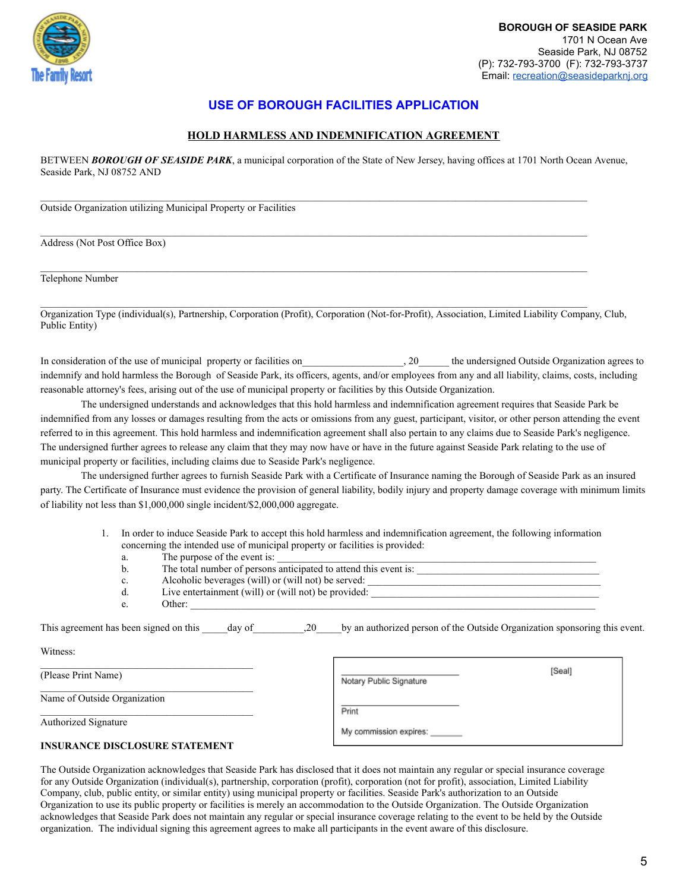**BOROUGH OF SEASIDE PARK**
1701 N Ocean Ave
Seaside Park, NJ 08752
(P): 732-793-3700 (F): 732-793-3737
Email: recreation@seasideparknj.org

# USE OF BOROUGH FACILITIES APPLICATION

## HOLD HARMLESS AND INDEMNIFICATION AGREEMENT

BETWEEN ***BOROUGH OF SEASIDE PARK***, a municipal corporation of the State of New Jersey, having offices at 1701 North Ocean Avenue, Seaside Park, NJ 08752 AND

\_\_\_\_\_\_\_\_\_\_\_\_\_\_\_\_\_\_\_\_\_\_\_\_\_\_\_\_\_\_\_\_\_\_\_\_\_\_\_\_\_\_\_\_\_\_\_\_\_\_\_\_\_\_\_\_\_\_\_\_\_\_\_\_\_\_\_\_\_\_\_\_\_\_\_\_\_\_

Outside Organization utilizing Municipal Property or Facilities

\_\_\_\_\_\_\_\_\_\_\_\_\_\_\_\_\_\_\_\_\_\_\_\_\_\_\_\_\_\_\_\_\_\_\_\_\_\_\_\_\_\_\_\_\_\_\_\_\_\_\_\_\_\_\_\_\_\_\_\_\_\_\_\_\_\_\_\_\_\_\_\_\_\_\_\_\_\_

Address (Not Post Office Box)

\_\_\_\_\_\_\_\_\_\_\_\_\_\_\_\_\_\_\_\_\_\_\_\_\_\_\_\_\_\_\_\_\_\_\_\_\_\_\_\_\_\_\_\_\_\_\_\_\_\_\_\_\_\_\_\_\_\_\_\_\_\_\_\_\_\_\_\_\_\_\_\_\_\_\_\_\_\_

Telephone Number

\_\_\_\_\_\_\_\_\_\_\_\_\_\_\_\_\_\_\_\_\_\_\_\_\_\_\_\_\_\_\_\_\_\_\_\_\_\_\_\_\_\_\_\_\_\_\_\_\_\_\_\_\_\_\_\_\_\_\_\_\_\_\_\_\_\_\_\_\_\_\_\_\_\_\_\_\_\_

Organization Type (individual(s), Partnership, Corporation (Profit), Corporation (Not-for-Profit), Association, Limited Liability Company, Club, Public Entity)

In consideration of the use of municipal property or facilities on\_\_\_\_\_\_\_\_\_\_\_\_\_\_\_\_\_\_\_, 20\_\_\_\_\_\_ the undersigned Outside Organization agrees to indemnify and hold harmless the Borough of Seaside Park, its officers, agents, and/or employees from any and all liability, claims, costs, including reasonable attorney's fees, arising out of the use of municipal property or facilities by this Outside Organization.

The undersigned understands and acknowledges that this hold harmless and indemnification agreement requires that Seaside Park be indemnified from any losses or damages resulting from the acts or omissions from any guest, participant, visitor, or other person attending the event referred to in this agreement. This hold harmless and indemnification agreement shall also pertain to any claims due to Seaside Park's negligence. The undersigned further agrees to release any claim that they may now have or have in the future against Seaside Park relating to the use of municipal property or facilities, including claims due to Seaside Park's negligence.

The undersigned further agrees to furnish Seaside Park with a Certificate of Insurance naming the Borough of Seaside Park as an insured party. The Certificate of Insurance must evidence the provision of general liability, bodily injury and property damage coverage with minimum limits of liability not less than $1,000,000 single incident/$2,000,000 aggregate.

1. In order to induce Seaside Park to accept this hold harmless and indemnification agreement, the following information concerning the intended use of municipal property or facilities is provided:
   a. The purpose of the event is: \_\_\_\_\_\_\_\_\_\_\_\_\_\_\_\_\_\_\_\_\_\_\_\_\_\_\_\_\_\_\_\_\_\_\_\_\_\_\_\_\_\_\_\_
   b. The total number of persons anticipated to attend this event is: \_\_\_\_\_\_\_\_\_\_\_\_\_\_\_\_\_\_\_\_\_\_\_\_
   c. Alcoholic beverages (will) or (will not) be served: \_\_\_\_\_\_\_\_\_\_\_\_\_\_\_\_\_\_\_\_\_\_\_\_\_\_\_\_\_\_
   d. Live entertainment (will) or (will not) be provided: \_\_\_\_\_\_\_\_\_\_\_\_\_\_\_\_\_\_\_\_\_\_\_\_\_\_\_\_\_\_
   e. Other: \_\_\_\_\_\_\_\_\_\_\_\_\_\_\_\_\_\_\_\_\_\_\_\_\_\_\_\_\_\_\_\_\_\_\_\_\_\_\_\_\_\_\_\_\_\_\_\_\_\_\_\_\_\_\_\_\_\_

This agreement has been signed on this \_\_\_\_\_day of\_\_\_\_\_\_\_\_\_\_,20\_\_\_\_\_by an authorized person of the Outside Organization sponsoring this event.

Witness:

\_\_\_\_\_\_\_\_\_\_\_\_\_\_\_\_\_\_\_\_\_\_\_\_\_\_\_\_\_\_\_\_\_\_\_\_\_\_\_\_

(Please Print Name)

\_\_\_\_\_\_\_\_\_\_\_\_\_\_\_\_\_\_\_\_\_\_\_\_\_\_\_\_\_\_\_\_\_\_\_\_\_\_\_\_

Name of Outside Organization

\_\_\_\_\_\_\_\_\_\_\_\_\_\_\_\_\_\_\_\_\_\_\_\_\_\_\_\_\_\_\_\_\_\_\_\_\_\_\_\_

Authorized Signature

\_\_\_\_\_\_\_\_\_\_\_\_\_\_\_\_\_\_\_\_\_\_\_\_\_\_ [Seal]

Notary Public Signature

\_\_\_\_\_\_\_\_\_\_\_\_\_\_\_\_\_\_\_\_\_\_\_\_\_\_

Print

My commission expires: \_\_\_\_\_\_\_

**INSURANCE DISCLOSURE STATEMENT**

The Outside Organization acknowledges that Seaside Park has disclosed that it does not maintain any regular or special insurance coverage for any Outside Organization (individual(s), partnership, corporation (profit), corporation (not for profit), association, Limited Liability Company, club, public entity, or similar entity) using municipal property or facilities. Seaside Park's authorization to an Outside Organization to use its public property or facilities is merely an accommodation to the Outside Organization. The Outside Organization acknowledges that Seaside Park does not maintain any regular or special insurance coverage relating to the event to be held by the Outside organization. The individual signing this agreement agrees to make all participants in the event aware of this disclosure.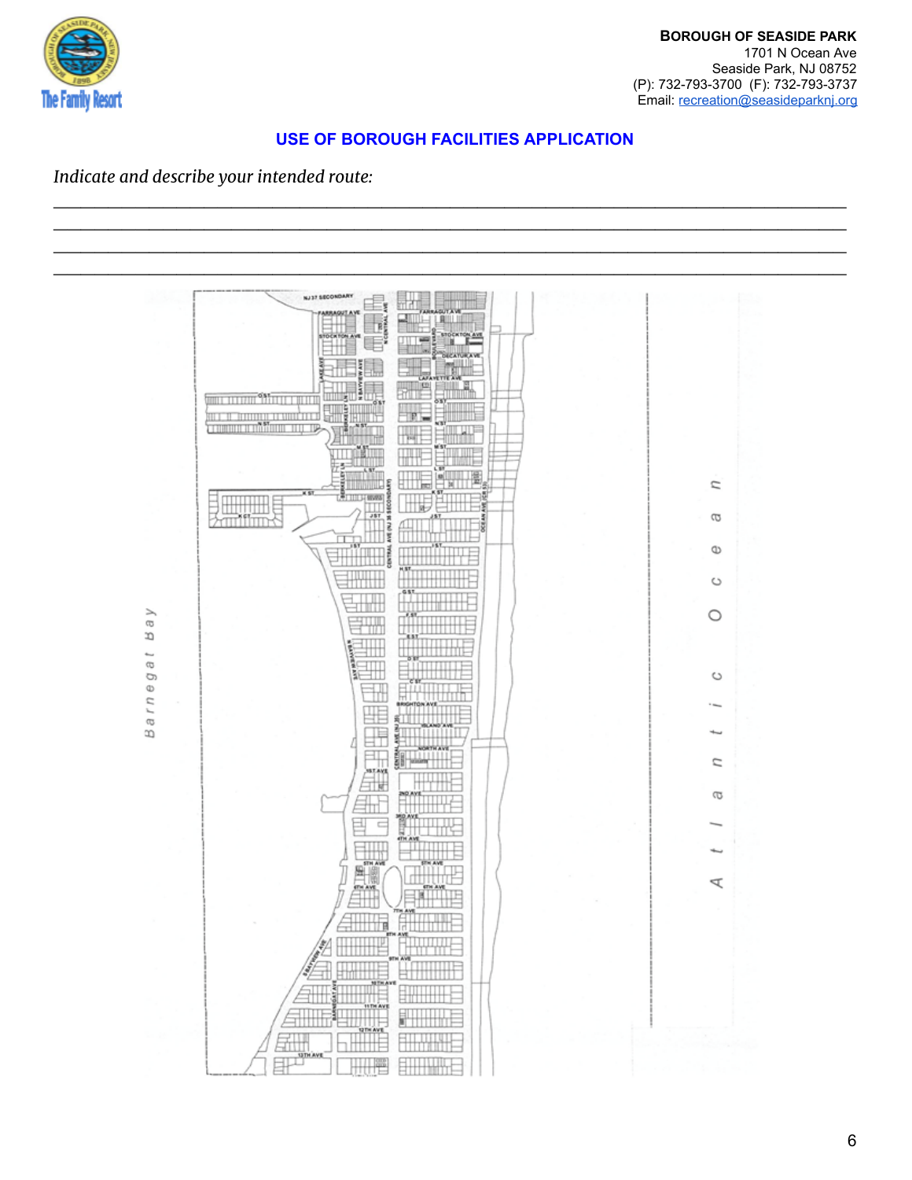**BOROUGH OF SEASIDE PARK**
1701 N Ocean Ave
Seaside Park, NJ 08752
(P): 732-793-3700 (F): 732-793-3737
Email: recreation@seasideparknj.org

## USE OF BOROUGH FACILITIES APPLICATION

*Indicate and describe your intended route:*

\_\_\_\_\_\_\_\_\_\_\_\_\_\_\_\_\_\_\_\_\_\_\_\_\_\_\_\_\_\_\_\_\_\_\_\_\_\_\_\_\_\_\_\_\_\_\_\_\_\_\_\_\_\_\_\_\_\_\_\_\_\_\_\_\_\_\_\_\_\_\_\_\_\_\_\_\_\_

\_\_\_\_\_\_\_\_\_\_\_\_\_\_\_\_\_\_\_\_\_\_\_\_\_\_\_\_\_\_\_\_\_\_\_\_\_\_\_\_\_\_\_\_\_\_\_\_\_\_\_\_\_\_\_\_\_\_\_\_\_\_\_\_\_\_\_\_\_\_\_\_\_\_\_\_\_\_

\_\_\_\_\_\_\_\_\_\_\_\_\_\_\_\_\_\_\_\_\_\_\_\_\_\_\_\_\_\_\_\_\_\_\_\_\_\_\_\_\_\_\_\_\_\_\_\_\_\_\_\_\_\_\_\_\_\_\_\_\_\_\_\_\_\_\_\_\_\_\_\_\_\_\_\_\_\_

\_\_\_\_\_\_\_\_\_\_\_\_\_\_\_\_\_\_\_\_\_\_\_\_\_\_\_\_\_\_\_\_\_\_\_\_\_\_\_\_\_\_\_\_\_\_\_\_\_\_\_\_\_\_\_\_\_\_\_\_\_\_\_\_\_\_\_\_\_\_\_\_\_\_\_\_\_\_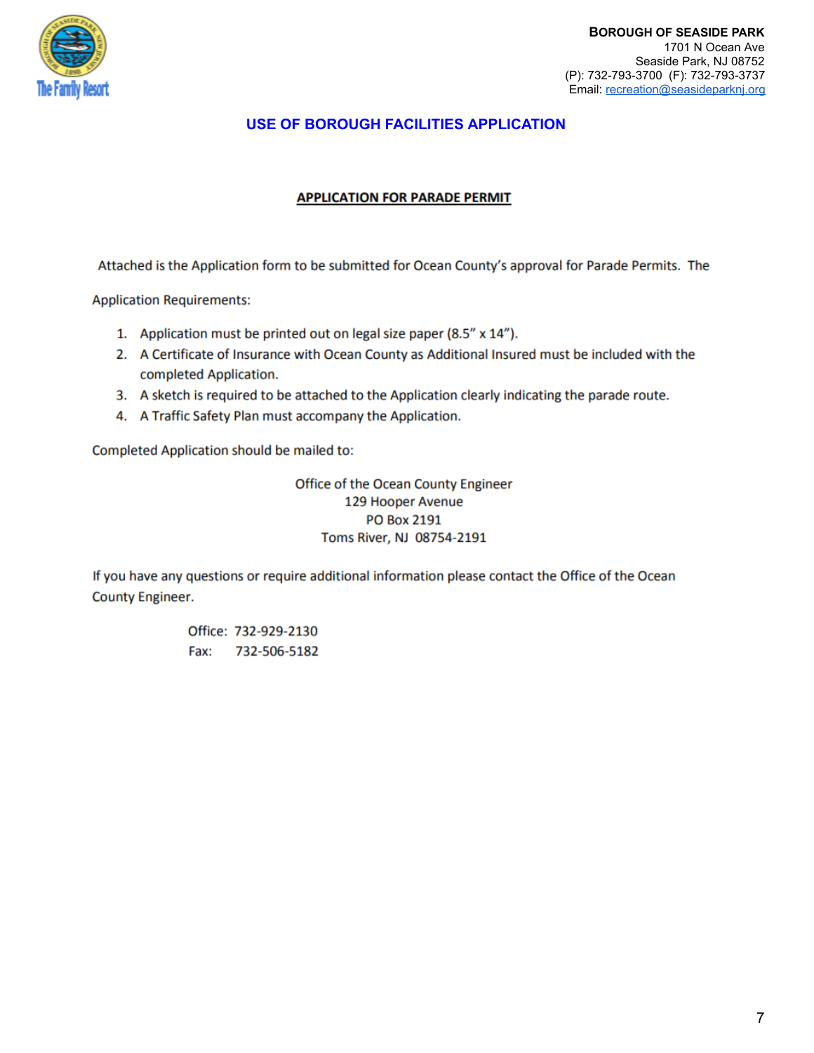**BOROUGH OF SEASIDE PARK**
1701 N Ocean Ave
Seaside Park, NJ 08752
(P): 732-793-3700 (F): 732-793-3737
Email: recreation@seasideparknj.org

# USE OF BOROUGH FACILITIES APPLICATION

## APPLICATION FOR PARADE PERMIT

Attached is the Application form to be submitted for Ocean County's approval for Parade Permits. The

Application Requirements:

1. Application must be printed out on legal size paper (8.5" x 14").
2. A Certificate of Insurance with Ocean County as Additional Insured must be included with the completed Application.
3. A sketch is required to be attached to the Application clearly indicating the parade route.
4. A Traffic Safety Plan must accompany the Application.

Completed Application should be mailed to:

Office of the Ocean County Engineer
129 Hooper Avenue
PO Box 2191
Toms River, NJ 08754-2191

If you have any questions or require additional information please contact the Office of the Ocean County Engineer.

Office: 732-929-2130
Fax: 732-506-5182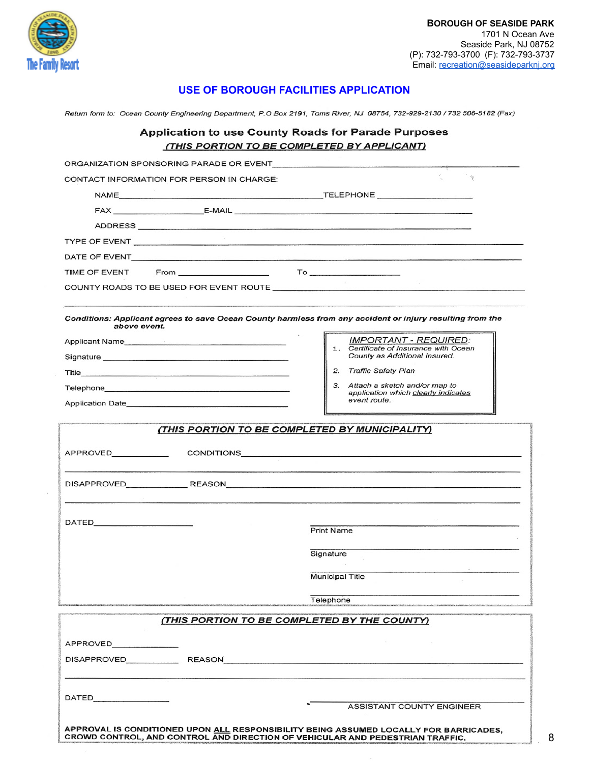**BOROUGH OF SEASIDE PARK**
1701 N Ocean Ave
Seaside Park, NJ 08752
(P): 732-793-3700 (F): 732-793-3737
Email: recreation@seasideparknj.org

The Family Resort

# USE OF BOROUGH FACILITIES APPLICATION

*Return form to: Ocean County Engineering Department, P.O Box 2191, Toms River, NJ 08754, 732-929-2130 / 732 506-5182 (Fax)*

## Application to use County Roads for Parade Purposes

***(THIS PORTION TO BE COMPLETED BY APPLICANT)***

ORGANIZATION SPONSORING PARADE OR EVENT________________________________________

CONTACT INFORMATION FOR PERSON IN CHARGE:

NAME________________________________________TELEPHONE ____________________

FAX ____________________E-MAIL ________________________________________

ADDRESS ________________________________________________________________

TYPE OF EVENT ________________________________________________________________

DATE OF EVENT________________________________________________________________

TIME OF EVENT From ____________________ To ____________________

COUNTY ROADS TO BE USED FOR EVENT ROUTE ________________________________________

________________________________________________________________________________

***Conditions: Applicant agrees to save Ocean County harmless from any accident or injury resulting from the above event.***

Applicant Name________________________________________

Signature ________________________________________

Title________________________________________

Telephone________________________________________

Application Date________________________________________

*IMPORTANT - REQUIRED:*

1. *Certificate of Insurance with Ocean County as Additional Insured.*
2. *Traffic Safety Plan*
3. *Attach a sketch and/or map to application which clearly indicates event route.*

***(THIS PORTION TO BE COMPLETED BY MUNICIPALITY)***

APPROVED______________ CONDITIONS________________________________________

________________________________________________________________________________

DISAPPROVED______________ REASON________________________________________

________________________________________________________________________________

DATED____________________

________________________________________
Print Name

________________________________________
Signature

________________________________________
Municipal Title

________________________________________
Telephone

***(THIS PORTION TO BE COMPLETED BY THE COUNTY)***

APPROVED______________

DISAPPROVED______________ REASON________________________________________

________________________________________________________________________________

DATED______________

________________________________________
ASSISTANT COUNTY ENGINEER

**APPROVAL IS CONDITIONED UPON ALL RESPONSIBILITY BEING ASSUMED LOCALLY FOR BARRICADES, CROWD CONTROL, AND CONTROL AND DIRECTION OF VEHICULAR AND PEDESTRIAN TRAFFIC.**